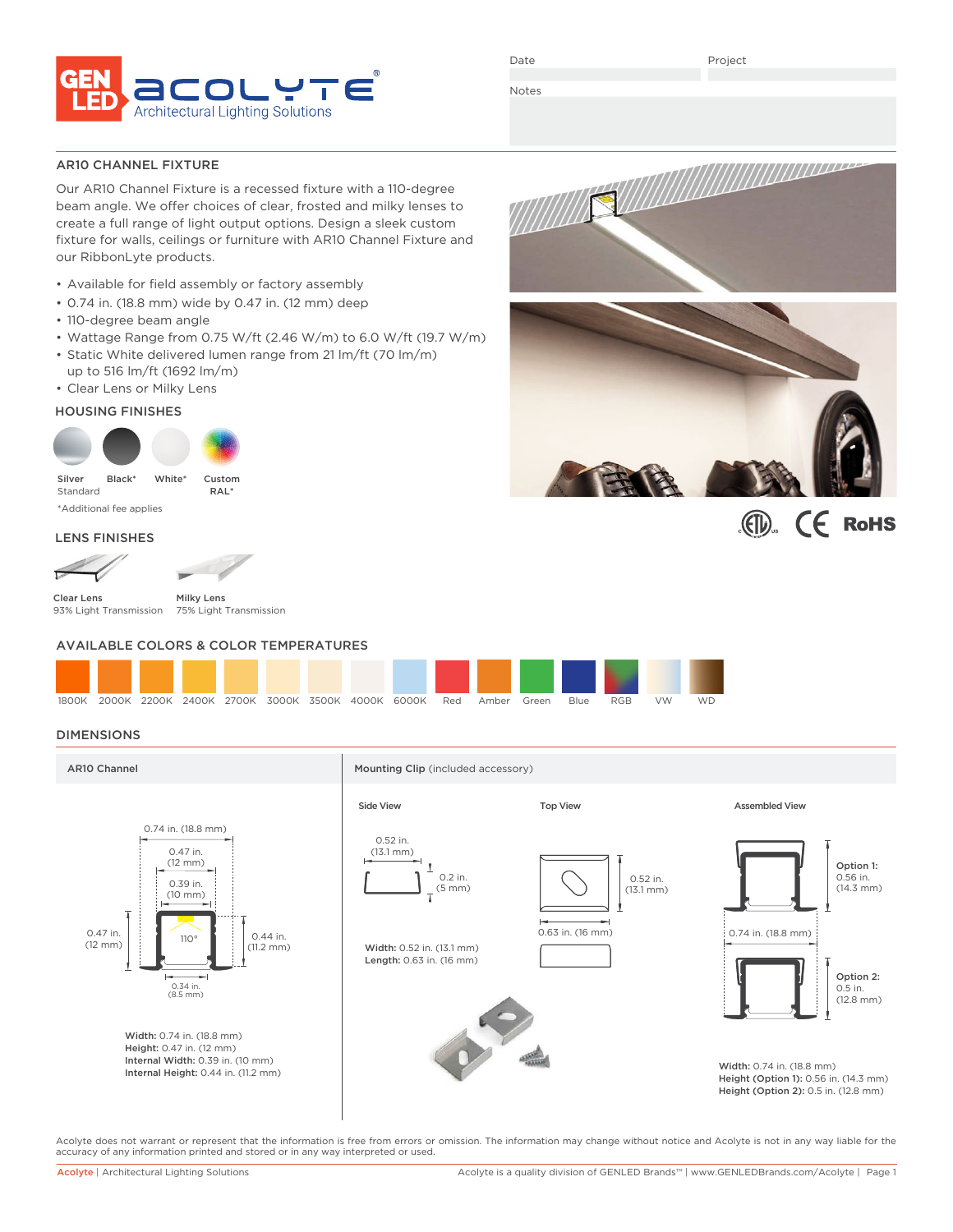GENLED ACOLYTE®
Architectural Lighting Solutions

Date

Project

Notes

## AR10 CHANNEL FIXTURE

Our AR10 Channel Fixture is a recessed fixture with a 110-degree beam angle. We offer choices of clear, frosted and milky lenses to create a full range of light output options. Design a sleek custom fixture for walls, ceilings or furniture with AR10 Channel Fixture and our RibbonLyte products.

- Available for field assembly or factory assembly
- 0.74 in. (18.8 mm) wide by 0.47 in. (12 mm) deep
- 110-degree beam angle
- Wattage Range from 0.75 W/ft (2.46 W/m) to 6.0 W/ft (19.7 W/m)
- Static White delivered lumen range from 21 lm/ft (70 lm/m) up to 516 lm/ft (1692 lm/m)
- Clear Lens or Milky Lens

### HOUSING FINISHES

Silver Standard | Black* | White* | Custom RAL*

*Additional fee applies

### LENS FINISHES

Clear Lens
93% Light Transmission

Milky Lens
75% Light Transmission

### AVAILABLE COLORS & COLOR TEMPERATURES

1800K | 2000K | 2200K | 2400K | 2700K | 3000K | 3500K | 4000K | 6000K | Red | Amber | Green | Blue | RGB | VW | WD

### DIMENSIONS

#### AR10 Channel

0.74 in. (18.8 mm)
0.47 in. (12 mm)
0.39 in. (10 mm)
0.47 in. (12 mm)
110°
0.44 in. (11.2 mm)
0.34 in. (8.5 mm)

**Width:** 0.74 in. (18.8 mm)
**Height:** 0.47 in. (12 mm)
**Internal Width:** 0.39 in. (10 mm)
**Internal Height:** 0.44 in. (11.2 mm)

#### Mounting Clip (included accessory)

Side View

0.52 in. (13.1 mm)
0.2 in. (5 mm)

**Width:** 0.52 in. (13.1 mm)
**Length:** 0.63 in. (16 mm)

Top View

0.52 in. (13.1 mm)
0.63 in. (16 mm)

Assembled View

Option 1: 0.56 in. (14.3 mm)
0.74 in. (18.8 mm)
Option 2: 0.5 in. (12.8 mm)

**Width:** 0.74 in. (18.8 mm)
**Height (Option 1):** 0.56 in. (14.3 mm)
**Height (Option 2):** 0.5 in. (12.8 mm)

Acolyte does not warrant or represent that the information is free from errors or omission. The information may change without notice and Acolyte is not in any way liable for the accuracy of any information printed and stored or in any way interpreted or used.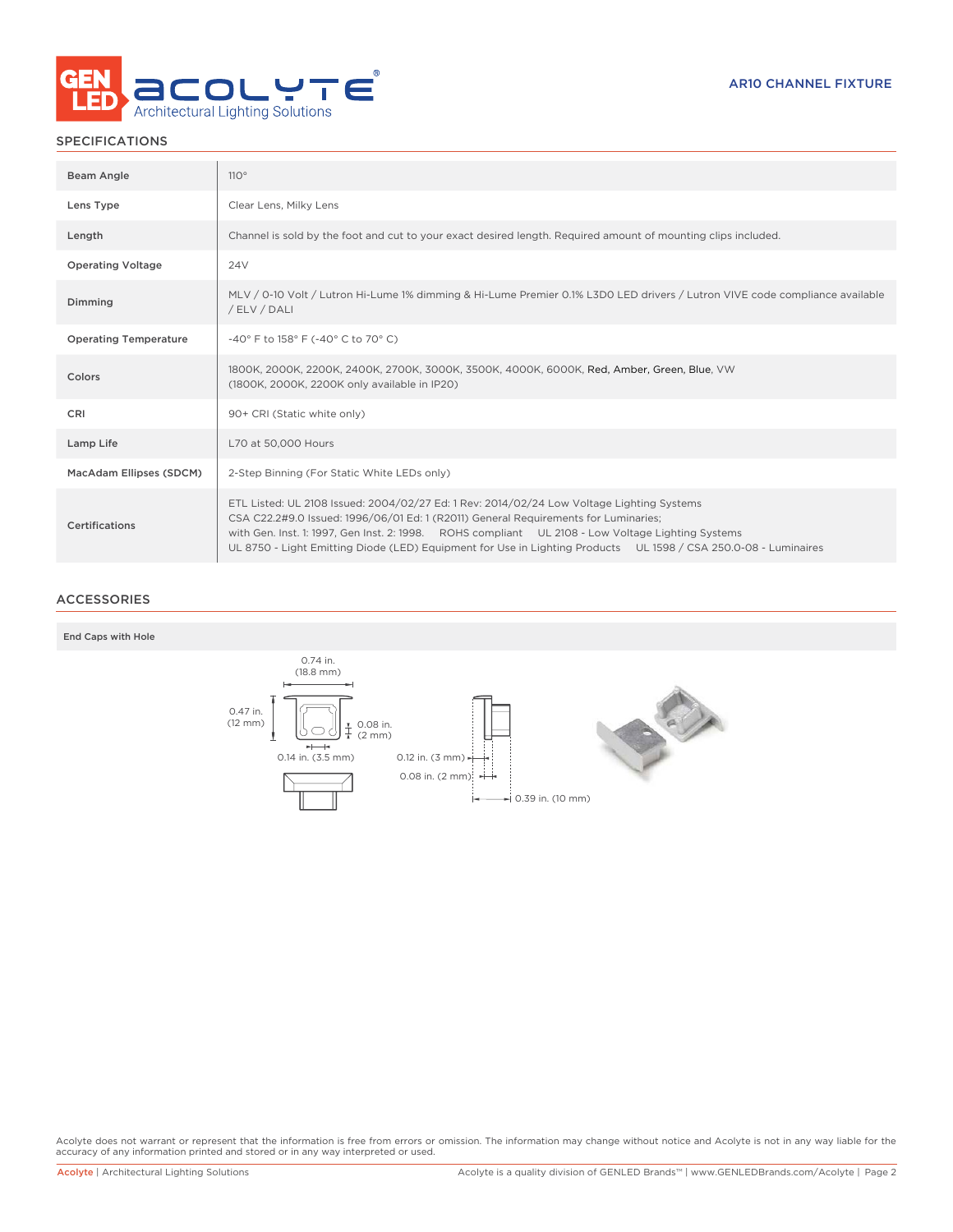AR10 CHANNEL FIXTURE

## SPECIFICATIONS

| | |
|---|---|
| Beam Angle | 110° |
| Lens Type | Clear Lens, Milky Lens |
| Length | Channel is sold by the foot and cut to your exact desired length. Required amount of mounting clips included. |
| Operating Voltage | 24V |
| Dimming | MLV / 0-10 Volt / Lutron Hi-Lume 1% dimming & Hi-Lume Premier 0.1% L3D0 LED drivers / Lutron VIVE code compliance available / ELV / DALI |
| Operating Temperature | -40° F to 158° F (-40° C to 70° C) |
| Colors | 1800K, 2000K, 2200K, 2400K, 2700K, 3000K, 3500K, 4000K, 6000K, Red, Amber, Green, Blue, VW (1800K, 2000K, 2200K only available in IP20) |
| CRI | 90+ CRI (Static white only) |
| Lamp Life | L70 at 50,000 Hours |
| MacAdam Ellipses (SDCM) | 2-Step Binning (For Static White LEDs only) |
| Certifications | ETL Listed: UL 2108 Issued: 2004/02/27 Ed: 1 Rev: 2014/02/24 Low Voltage Lighting Systems CSA C22.2#9.0 Issued: 1996/06/01 Ed: 1 (R2011) General Requirements for Luminaries; with Gen. Inst. 1: 1997, Gen Inst. 2: 1998. ROHS compliant UL 2108 - Low Voltage Lighting Systems UL 8750 - Light Emitting Diode (LED) Equipment for Use in Lighting Products UL 1598 / CSA 250.0-08 - Luminaires |

## ACCESSORIES

**End Caps with Hole**

0.74 in. (18.8 mm)

0.47 in. (12 mm)

0.08 in. (2 mm)

0.14 in. (3.5 mm)

0.12 in. (3 mm)

0.08 in. (2 mm)

0.39 in. (10 mm)

Acolyte does not warrant or represent that the information is free from errors or omission. The information may change without notice and Acolyte is not in any way liable for the accuracy of any information printed and stored or in any way interpreted or used.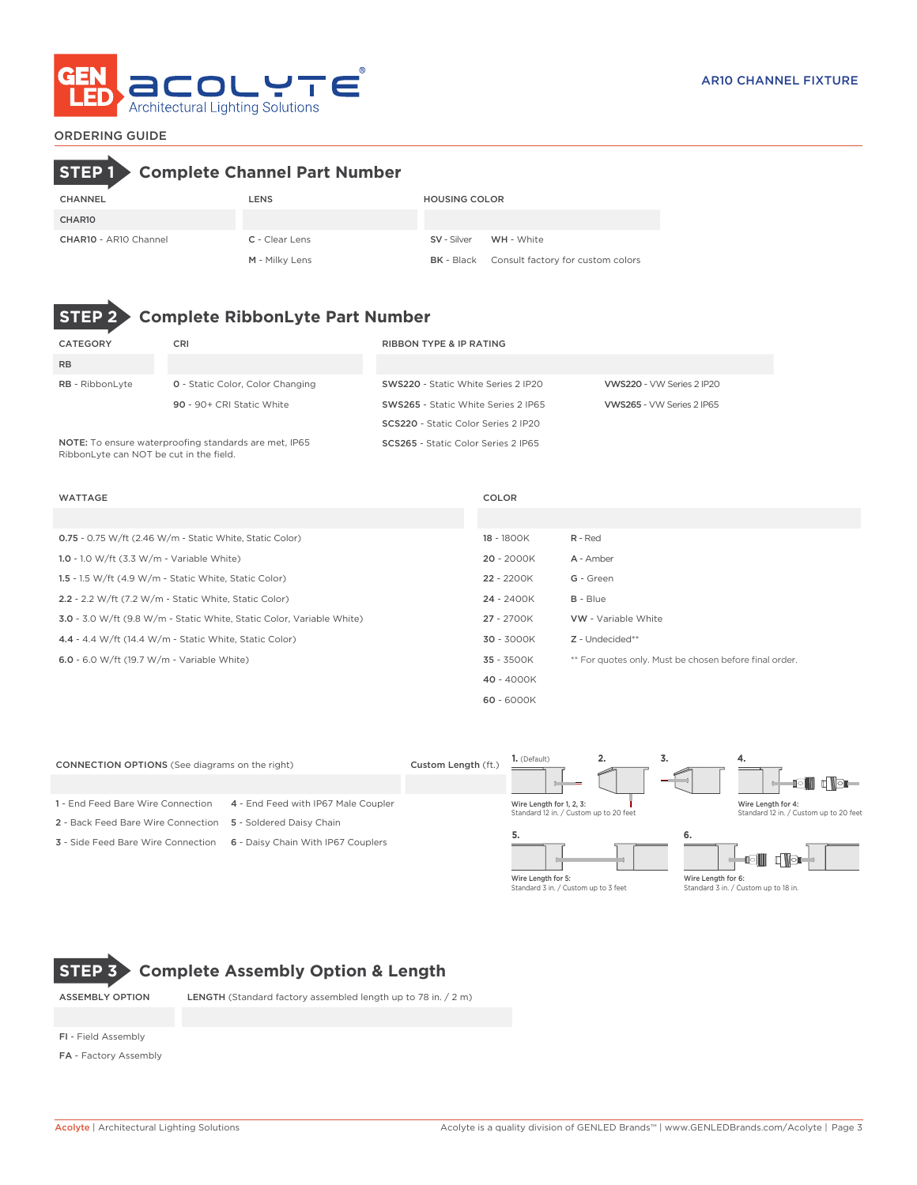AR10 CHANNEL FIXTURE

## ORDERING GUIDE

## STEP 1 Complete Channel Part Number

| CHANNEL | LENS | HOUSING COLOR | |
|---|---|---|---|
| CHAR10 | | | |
| **CHAR10** - AR10 Channel | **C** - Clear Lens | **SV** - Silver | **WH** - White |
| | **M** - Milky Lens | **BK** - Black | Consult factory for custom colors |

## STEP 2 Complete RibbonLyte Part Number

| CATEGORY | CRI | RIBBON TYPE & IP RATING | |
|---|---|---|---|
| RB | | | |
| **RB** - RibbonLyte | **0** - Static Color, Color Changing | **SWS220** - Static White Series 2 IP20 | **VWS220** - VW Series 2 IP20 |
| | **90** - 90+ CRI Static White | **SWS265** - Static White Series 2 IP65 | **VWS265** - VW Series 2 IP65 |
| | | **SCS220** - Static Color Series 2 IP20 | |
| | | **SCS265** - Static Color Series 2 IP65 | |

**NOTE:** To ensure waterproofing standards are met, IP65 RibbonLyte can NOT be cut in the field.

| WATTAGE | COLOR | |
|---|---|---|
| | | |
| **0.75** - 0.75 W/ft (2.46 W/m - Static White, Static Color) | **18** - 1800K | **R** - Red |
| **1.0** - 1.0 W/ft (3.3 W/m - Variable White) | **20** - 2000K | **A** - Amber |
| **1.5** - 1.5 W/ft (4.9 W/m - Static White, Static Color) | **22** - 2200K | **G** - Green |
| **2.2** - 2.2 W/ft (7.2 W/m - Static White, Static Color) | **24** - 2400K | **B** - Blue |
| **3.0** - 3.0 W/ft (9.8 W/m - Static White, Static Color, Variable White) | **27** - 2700K | **VW** - Variable White |
| **4.4** - 4.4 W/ft (14.4 W/m - Static White, Static Color) | **30** - 3000K | **Z** - Undecided** |
| **6.0** - 6.0 W/ft (19.7 W/m - Variable White) | **35** - 3500K | ** For quotes only. Must be chosen before final order. |
| | **40** - 4000K | |
| | **60** - 6000K | |

| CONNECTION OPTIONS (See diagrams on the right) | | Custom Length (ft.) |
|---|---|---|
| | | |
| **1** - End Feed Bare Wire Connection | **4** - End Feed with IP67 Male Coupler | |
| **2** - Back Feed Bare Wire Connection | **5** - Soldered Daisy Chain | |
| **3** - Side Feed Bare Wire Connection | **6** - Daisy Chain With IP67 Couplers | |

1. (Default) 2. 3.
Wire Length for 1, 2, 3:
Standard 12 in. / Custom up to 20 feet

4.
Wire Length for 4:
Standard 12 in. / Custom up to 20 feet

5.
Wire Length for 5:
Standard 3 in. / Custom up to 3 feet

6.
Wire Length for 6:
Standard 3 in. / Custom up to 18 in.

## STEP 3 Complete Assembly Option & Length

| ASSEMBLY OPTION | LENGTH (Standard factory assembled length up to 78 in. / 2 m) |
|---|---|
| | |
| **FI** - Field Assembly | |
| **FA** - Factory Assembly | |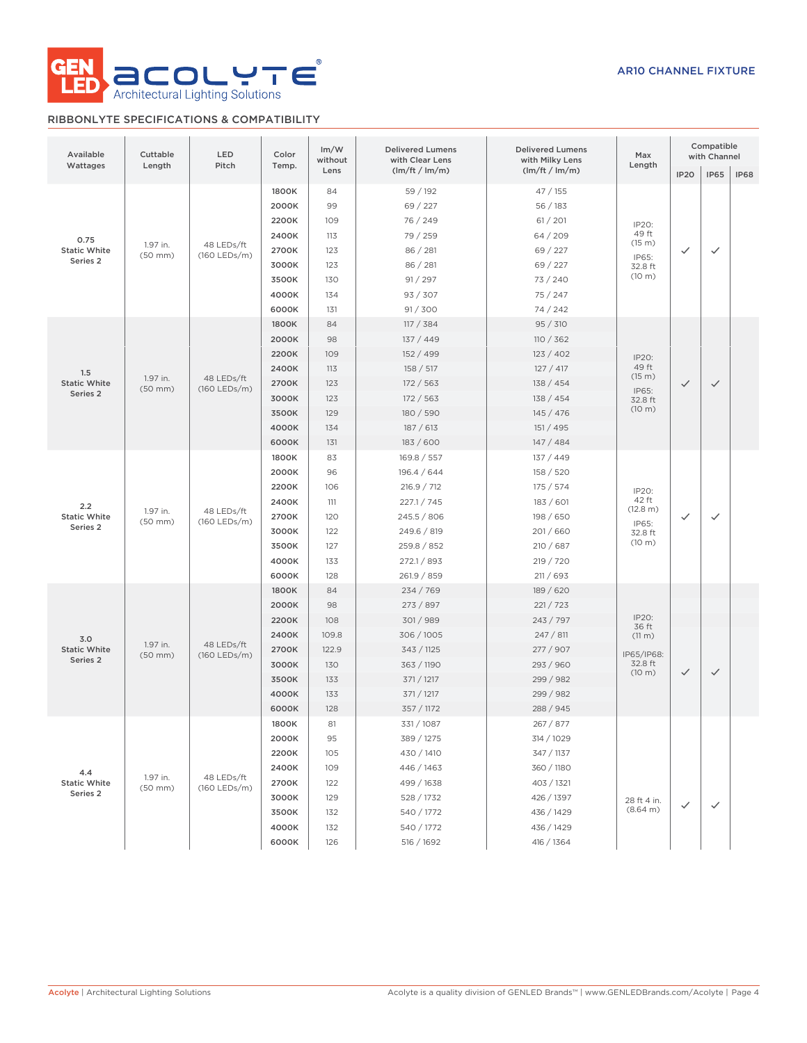## RIBBONLYTE SPECIFICATIONS & COMPATIBILITY

| Available Wattages | Cuttable Length | LED Pitch | Color Temp. | lm/W without Lens | Delivered Lumens with Clear Lens (lm/ft / lm/m) | Delivered Lumens with Milky Lens (lm/ft / lm/m) | Max Length | Compatible with Channel | | |
|---|---|---|---|---|---|---|---|---|---|---|
| | | | | | | | | IP20 | IP65 | IP68 |
| 0.75 Static White Series 2 | 1.97 in. (50 mm) | 48 LEDs/ft (160 LEDs/m) | 1800K | 84 | 59 / 192 | 47 / 155 | IP20: 49 ft (15 m) IP65: 32.8 ft (10 m) | ✓ | ✓ | |
| | | | 2000K | 99 | 69 / 227 | 56 / 183 | | | | |
| | | | 2200K | 109 | 76 / 249 | 61 / 201 | | | | |
| | | | 2400K | 113 | 79 / 259 | 64 / 209 | | | | |
| | | | 2700K | 123 | 86 / 281 | 69 / 227 | | | | |
| | | | 3000K | 123 | 86 / 281 | 69 / 227 | | | | |
| | | | 3500K | 130 | 91 / 297 | 73 / 240 | | | | |
| | | | 4000K | 134 | 93 / 307 | 75 / 247 | | | | |
| | | | 6000K | 131 | 91 / 300 | 74 / 242 | | | | |
| 1.5 Static White Series 2 | 1.97 in. (50 mm) | 48 LEDs/ft (160 LEDs/m) | 1800K | 84 | 117 / 384 | 95 / 310 | IP20: 49 ft (15 m) IP65: 32.8 ft (10 m) | ✓ | ✓ | |
| | | | 2000K | 98 | 137 / 449 | 110 / 362 | | | | |
| | | | 2200K | 109 | 152 / 499 | 123 / 402 | | | | |
| | | | 2400K | 113 | 158 / 517 | 127 / 417 | | | | |
| | | | 2700K | 123 | 172 / 563 | 138 / 454 | | | | |
| | | | 3000K | 123 | 172 / 563 | 138 / 454 | | | | |
| | | | 3500K | 129 | 180 / 590 | 145 / 476 | | | | |
| | | | 4000K | 134 | 187 / 613 | 151 / 495 | | | | |
| | | | 6000K | 131 | 183 / 600 | 147 / 484 | | | | |
| 2.2 Static White Series 2 | 1.97 in. (50 mm) | 48 LEDs/ft (160 LEDs/m) | 1800K | 83 | 169.8 / 557 | 137 / 449 | IP20: 42 ft (12.8 m) IP65: 32.8 ft (10 m) | ✓ | ✓ | |
| | | | 2000K | 96 | 196.4 / 644 | 158 / 520 | | | | |
| | | | 2200K | 106 | 216.9 / 712 | 175 / 574 | | | | |
| | | | 2400K | 111 | 227.1 / 745 | 183 / 601 | | | | |
| | | | 2700K | 120 | 245.5 / 806 | 198 / 650 | | | | |
| | | | 3000K | 122 | 249.6 / 819 | 201 / 660 | | | | |
| | | | 3500K | 127 | 259.8 / 852 | 210 / 687 | | | | |
| | | | 4000K | 133 | 272.1 / 893 | 219 / 720 | | | | |
| | | | 6000K | 128 | 261.9 / 859 | 211 / 693 | | | | |
| 3.0 Static White Series 2 | 1.97 in. (50 mm) | 48 LEDs/ft (160 LEDs/m) | 1800K | 84 | 234 / 769 | 189 / 620 | IP20: 36 ft (11 m) IP65/IP68: 32.8 ft (10 m) | ✓ | ✓ | |
| | | | 2000K | 98 | 273 / 897 | 221 / 723 | | | | |
| | | | 2200K | 108 | 301 / 989 | 243 / 797 | | | | |
| | | | 2400K | 109.8 | 306 / 1005 | 247 / 811 | | | | |
| | | | 2700K | 122.9 | 343 / 1125 | 277 / 907 | | | | |
| | | | 3000K | 130 | 363 / 1190 | 293 / 960 | | | | |
| | | | 3500K | 133 | 371 / 1217 | 299 / 982 | | | | |
| | | | 4000K | 133 | 371 / 1217 | 299 / 982 | | | | |
| | | | 6000K | 128 | 357 / 1172 | 288 / 945 | | | | |
| 4.4 Static White Series 2 | 1.97 in. (50 mm) | 48 LEDs/ft (160 LEDs/m) | 1800K | 81 | 331 / 1087 | 267 / 877 | 28 ft 4 in. (8.64 m) | ✓ | ✓ | |
| | | | 2000K | 95 | 389 / 1275 | 314 / 1029 | | | | |
| | | | 2200K | 105 | 430 / 1410 | 347 / 1137 | | | | |
| | | | 2400K | 109 | 446 / 1463 | 360 / 1180 | | | | |
| | | | 2700K | 122 | 499 / 1638 | 403 / 1321 | | | | |
| | | | 3000K | 129 | 528 / 1732 | 426 / 1397 | | | | |
| | | | 3500K | 132 | 540 / 1772 | 436 / 1429 | | | | |
| | | | 4000K | 132 | 540 / 1772 | 436 / 1429 | | | | |
| | | | 6000K | 126 | 516 / 1692 | 416 / 1364 | | | | |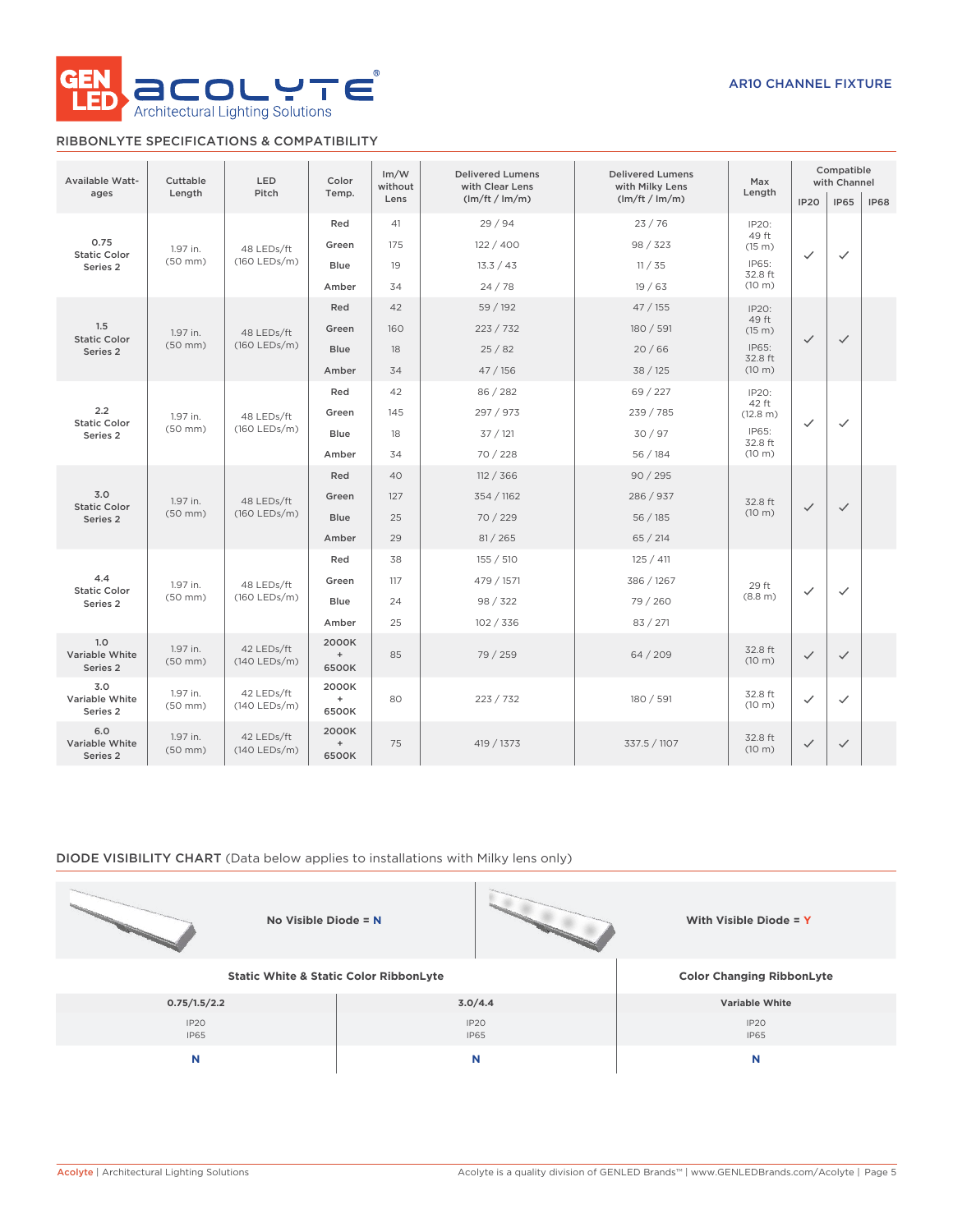AR10 CHANNEL FIXTURE

## RIBBONLYTE SPECIFICATIONS & COMPATIBILITY

| Available Watt-ages | Cuttable Length | LED Pitch | Color Temp. | lm/W without Lens | Delivered Lumens with Clear Lens (lm/ft / lm/m) | Delivered Lumens with Milky Lens (lm/ft / lm/m) | Max Length | Compatible with Channel | | |
|---|---|---|---|---|---|---|---|---|---|---|
| | | | | | | | | IP20 | IP65 | IP68 |
| 0.75 Static Color Series 2 | 1.97 in. (50 mm) | 48 LEDs/ft (160 LEDs/m) | Red | 41 | 29 / 94 | 23 / 76 | IP20: 49 ft (15 m) IP65: 32.8 ft (10 m) | ✓ | ✓ | |
| | | | Green | 175 | 122 / 400 | 98 / 323 | | | | |
| | | | Blue | 19 | 13.3 / 43 | 11 / 35 | | | | |
| | | | Amber | 34 | 24 / 78 | 19 / 63 | | | | |
| 1.5 Static Color Series 2 | 1.97 in. (50 mm) | 48 LEDs/ft (160 LEDs/m) | Red | 42 | 59 / 192 | 47 / 155 | IP20: 49 ft (15 m) IP65: 32.8 ft (10 m) | ✓ | ✓ | |
| | | | Green | 160 | 223 / 732 | 180 / 591 | | | | |
| | | | Blue | 18 | 25 / 82 | 20 / 66 | | | | |
| | | | Amber | 34 | 47 / 156 | 38 / 125 | | | | |
| 2.2 Static Color Series 2 | 1.97 in. (50 mm) | 48 LEDs/ft (160 LEDs/m) | Red | 42 | 86 / 282 | 69 / 227 | IP20: 42 ft (12.8 m) IP65: 32.8 ft (10 m) | ✓ | ✓ | |
| | | | Green | 145 | 297 / 973 | 239 / 785 | | | | |
| | | | Blue | 18 | 37 / 121 | 30 / 97 | | | | |
| | | | Amber | 34 | 70 / 228 | 56 / 184 | | | | |
| 3.0 Static Color Series 2 | 1.97 in. (50 mm) | 48 LEDs/ft (160 LEDs/m) | Red | 40 | 112 / 366 | 90 / 295 | 32.8 ft (10 m) | ✓ | ✓ | |
| | | | Green | 127 | 354 / 1162 | 286 / 937 | | | | |
| | | | Blue | 25 | 70 / 229 | 56 / 185 | | | | |
| | | | Amber | 29 | 81 / 265 | 65 / 214 | | | | |
| 4.4 Static Color Series 2 | 1.97 in. (50 mm) | 48 LEDs/ft (160 LEDs/m) | Red | 38 | 155 / 510 | 125 / 411 | 29 ft (8.8 m) | ✓ | ✓ | |
| | | | Green | 117 | 479 / 1571 | 386 / 1267 | | | | |
| | | | Blue | 24 | 98 / 322 | 79 / 260 | | | | |
| | | | Amber | 25 | 102 / 336 | 83 / 271 | | | | |
| 1.0 Variable White Series 2 | 1.97 in. (50 mm) | 42 LEDs/ft (140 LEDs/m) | 2000K + 6500K | 85 | 79 / 259 | 64 / 209 | 32.8 ft (10 m) | ✓ | ✓ | |
| 3.0 Variable White Series 2 | 1.97 in. (50 mm) | 42 LEDs/ft (140 LEDs/m) | 2000K + 6500K | 80 | 223 / 732 | 180 / 591 | 32.8 ft (10 m) | ✓ | ✓ | |
| 6.0 Variable White Series 2 | 1.97 in. (50 mm) | 42 LEDs/ft (140 LEDs/m) | 2000K + 6500K | 75 | 419 / 1373 | 337.5 / 1107 | 32.8 ft (10 m) | ✓ | ✓ | |

## DIODE VISIBILITY CHART (Data below applies to installations with Milky lens only)

**No Visible Diode = N** | **With Visible Diode = Y**

| Static White & Static Color RibbonLyte | | Color Changing RibbonLyte |
|---|---|---|
| 0.75/1.5/2.2 | 3.0/4.4 | Variable White |
| IP20 IP65 | IP20 IP65 | IP20 IP65 |
| N | N | N |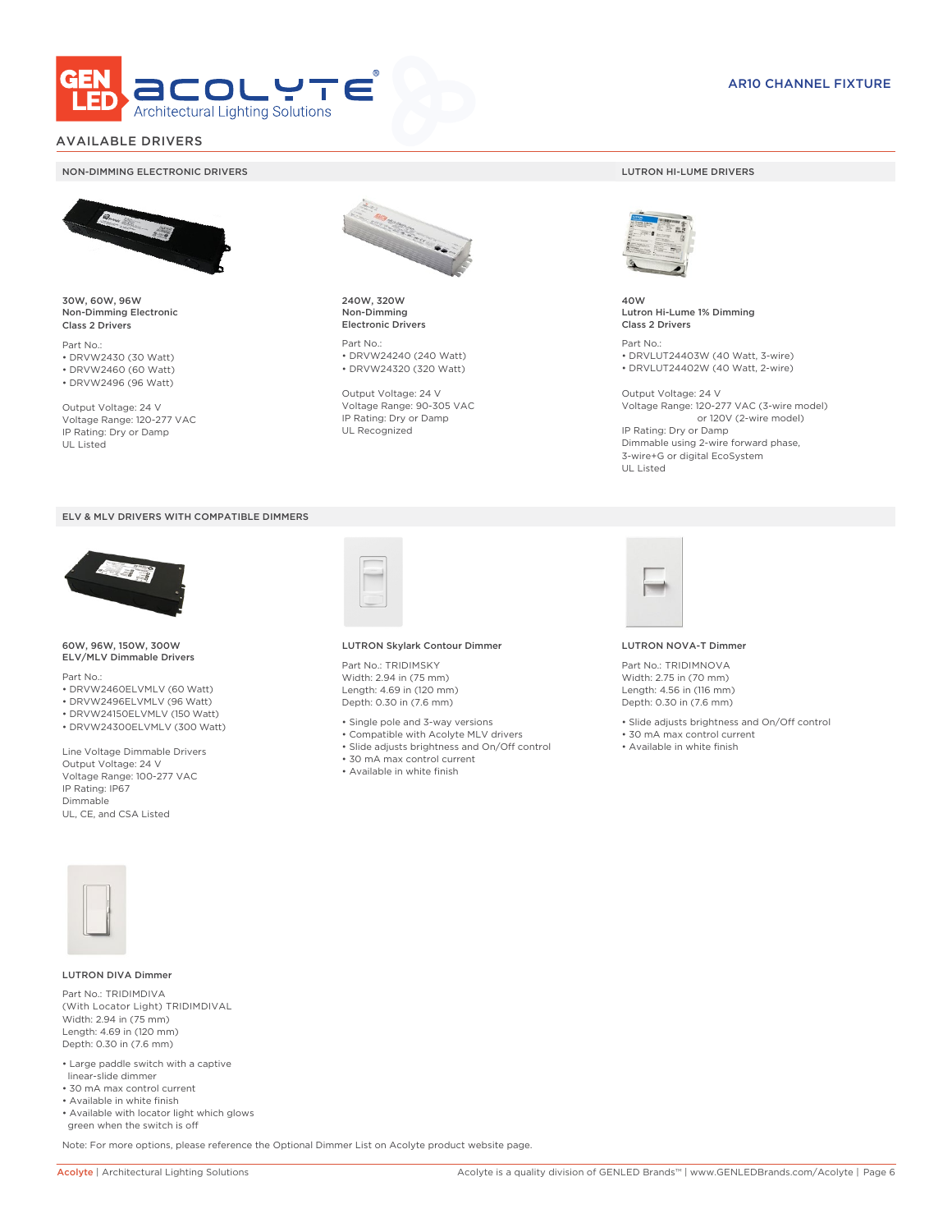AR10 CHANNEL FIXTURE

## AVAILABLE DRIVERS

### NON-DIMMING ELECTRONIC DRIVERS

**30W, 60W, 96W**
**Non-Dimming Electronic**
**Class 2 Drivers**

Part No.:
- DRVW2430 (30 Watt)
- DRVW2460 (60 Watt)
- DRVW2496 (96 Watt)

Output Voltage: 24 V
Voltage Range: 120-277 VAC
IP Rating: Dry or Damp
UL Listed

**240W, 320W**
**Non-Dimming**
**Electronic Drivers**

Part No.:
- DRVW24240 (240 Watt)
- DRVW24320 (320 Watt)

Output Voltage: 24 V
Voltage Range: 90-305 VAC
IP Rating: Dry or Damp
UL Recognized

### LUTRON HI-LUME DRIVERS

**40W**
**Lutron Hi-Lume 1% Dimming**
**Class 2 Drivers**

Part No.:
- DRVLUT24403W (40 Watt, 3-wire)
- DRVLUT24402W (40 Watt, 2-wire)

Output Voltage: 24 V
Voltage Range: 120-277 VAC (3-wire model)
or 120V (2-wire model)
IP Rating: Dry or Damp
Dimmable using 2-wire forward phase, 3-wire+G or digital EcoSystem
UL Listed

### ELV & MLV DRIVERS WITH COMPATIBLE DIMMERS

**60W, 96W, 150W, 300W**
**ELV/MLV Dimmable Drivers**

Part No.:
- DRVW2460ELVMLV (60 Watt)
- DRVW2496ELVMLV (96 Watt)
- DRVW24150ELVMLV (150 Watt)
- DRVW24300ELVMLV (300 Watt)

Line Voltage Dimmable Drivers
Output Voltage: 24 V
Voltage Range: 100-277 VAC
IP Rating: IP67
Dimmable
UL, CE, and CSA Listed

**LUTRON Skylark Contour Dimmer**

Part No.: TRIDIMSKY
Width: 2.94 in (75 mm)
Length: 4.69 in (120 mm)
Depth: 0.30 in (7.6 mm)

- Single pole and 3-way versions
- Compatible with Acolyte MLV drivers
- Slide adjusts brightness and On/Off control
- 30 mA max control current
- Available in white finish

**LUTRON NOVA-T Dimmer**

Part No.: TRIDIMNOVA
Width: 2.75 in (70 mm)
Length: 4.56 in (116 mm)
Depth: 0.30 in (7.6 mm)

- Slide adjusts brightness and On/Off control
- 30 mA max control current
- Available in white finish

**LUTRON DIVA Dimmer**

Part No.: TRIDIMDIVA
(With Locator Light) TRIDIMDIVAL
Width: 2.94 in (75 mm)
Length: 4.69 in (120 mm)
Depth: 0.30 in (7.6 mm)

- Large paddle switch with a captive linear-slide dimmer
- 30 mA max control current
- Available in white finish
- Available with locator light which glows green when the switch is off

Note: For more options, please reference the Optional Dimmer List on Acolyte product website page.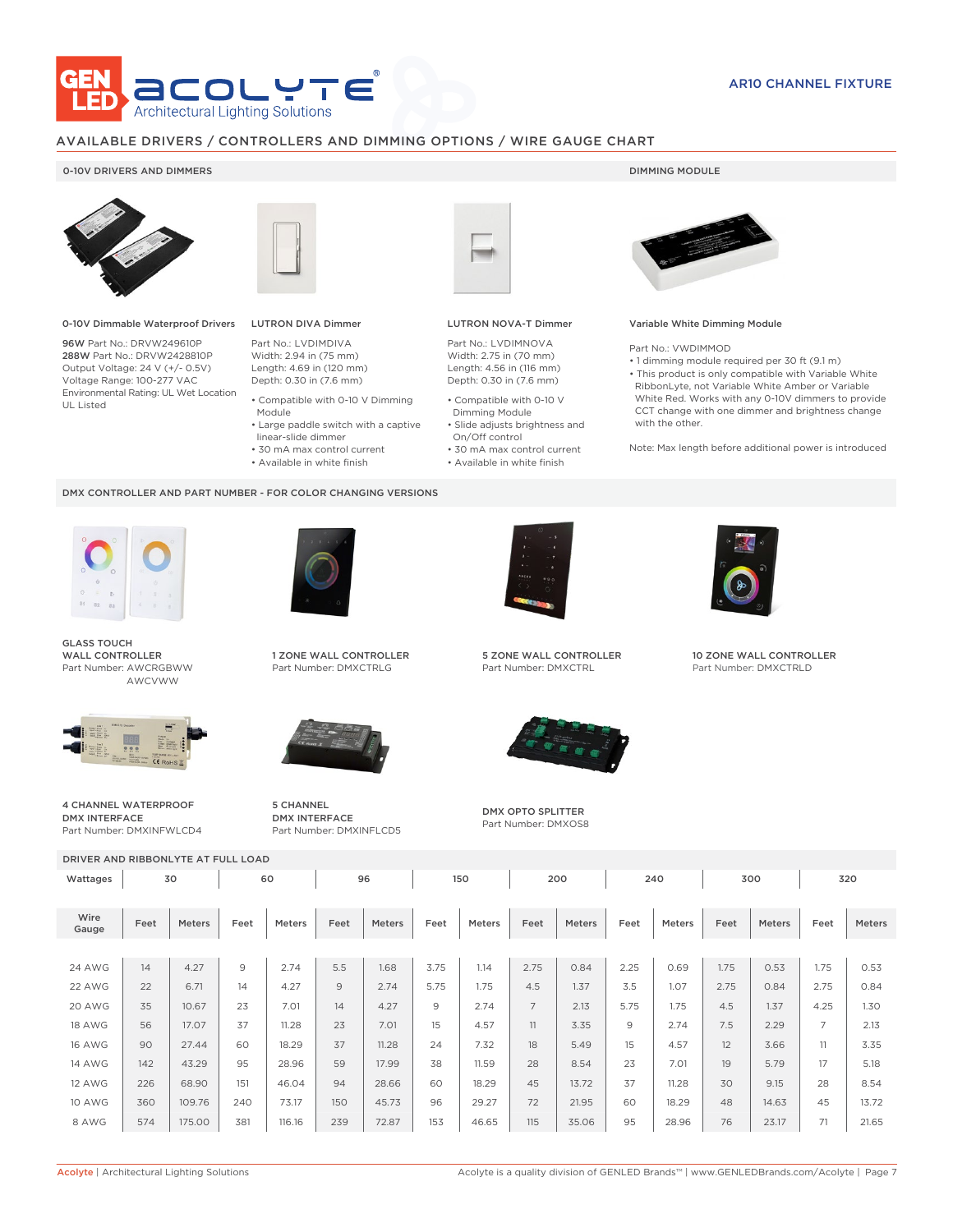AR10 CHANNEL FIXTURE

## AVAILABLE DRIVERS / CONTROLLERS AND DIMMING OPTIONS / WIRE GAUGE CHART

### 0-10V DRIVERS AND DIMMERS

**0-10V Dimmable Waterproof Drivers**

**96W** Part No.: DRVW249610P
**288W** Part No.: DRVW2428810P
Output Voltage: 24 V (+/- 0.5V)
Voltage Range: 100-277 VAC
Environmental Rating: UL Wet Location
UL Listed

**LUTRON DIVA Dimmer**

Part No.: LVDIMDIVA
Width: 2.94 in (75 mm)
Length: 4.69 in (120 mm)
Depth: 0.30 in (7.6 mm)

- Compatible with 0-10 V Dimming Module
- Large paddle switch with a captive linear-slide dimmer
- 30 mA max control current
- Available in white finish

**LUTRON NOVA-T Dimmer**

Part No.: LVDIMNOVA
Width: 2.75 in (70 mm)
Length: 4.56 in (116 mm)
Depth: 0.30 in (7.6 mm)

- Compatible with 0-10 V Dimming Module
- Slide adjusts brightness and On/Off control
- 30 mA max control current
- Available in white finish

### DIMMING MODULE

**Variable White Dimming Module**

Part No.: VWDIMMOD

- 1 dimming module required per 30 ft (9.1 m)
- This product is only compatible with Variable White RibbonLyte, not Variable White Amber or Variable White Red. Works with any 0-10V dimmers to provide CCT change with one dimmer and brightness change with the other.

Note: Max length before additional power is introduced

### DMX CONTROLLER AND PART NUMBER - FOR COLOR CHANGING VERSIONS

**GLASS TOUCH WALL CONTROLLER**
Part Number: AWCRGBWW
AWCVWW

**1 ZONE WALL CONTROLLER**
Part Number: DMXCTRLG

**5 ZONE WALL CONTROLLER**
Part Number: DMXCTRL

**10 ZONE WALL CONTROLLER**
Part Number: DMXCTRLD

**4 CHANNEL WATERPROOF DMX INTERFACE**
Part Number: DMXINFWLCD4

**5 CHANNEL DMX INTERFACE**
Part Number: DMXINFLCD5

**DMX OPTO SPLITTER**
Part Number: DMXOS8

### DRIVER AND RIBBONLYTE AT FULL LOAD

| Wattages | 30 | | 60 | | 96 | | 150 | | 200 | | 240 | | 300 | | 320 | |
|---|---|---|---|---|---|---|---|---|---|---|---|---|---|---|---|---|
| Wire Gauge | Feet | Meters | Feet | Meters | Feet | Meters | Feet | Meters | Feet | Meters | Feet | Meters | Feet | Meters | Feet | Meters |
| 24 AWG | 14 | 4.27 | 9 | 2.74 | 5.5 | 1.68 | 3.75 | 1.14 | 2.75 | 0.84 | 2.25 | 0.69 | 1.75 | 0.53 | 1.75 | 0.53 |
| 22 AWG | 22 | 6.71 | 14 | 4.27 | 9 | 2.74 | 5.75 | 1.75 | 4.5 | 1.37 | 3.5 | 1.07 | 2.75 | 0.84 | 2.75 | 0.84 |
| 20 AWG | 35 | 10.67 | 23 | 7.01 | 14 | 4.27 | 9 | 2.74 | 7 | 2.13 | 5.75 | 1.75 | 4.5 | 1.37 | 4.25 | 1.30 |
| 18 AWG | 56 | 17.07 | 37 | 11.28 | 23 | 7.01 | 15 | 4.57 | 11 | 3.35 | 9 | 2.74 | 7.5 | 2.29 | 7 | 2.13 |
| 16 AWG | 90 | 27.44 | 60 | 18.29 | 37 | 11.28 | 24 | 7.32 | 18 | 5.49 | 15 | 4.57 | 12 | 3.66 | 11 | 3.35 |
| 14 AWG | 142 | 43.29 | 95 | 28.96 | 59 | 17.99 | 38 | 11.59 | 28 | 8.54 | 23 | 7.01 | 19 | 5.79 | 17 | 5.18 |
| 12 AWG | 226 | 68.90 | 151 | 46.04 | 94 | 28.66 | 60 | 18.29 | 45 | 13.72 | 37 | 11.28 | 30 | 9.15 | 28 | 8.54 |
| 10 AWG | 360 | 109.76 | 240 | 73.17 | 150 | 45.73 | 96 | 29.27 | 72 | 21.95 | 60 | 18.29 | 48 | 14.63 | 45 | 13.72 |
| 8 AWG | 574 | 175.00 | 381 | 116.16 | 239 | 72.87 | 153 | 46.65 | 115 | 35.06 | 95 | 28.96 | 76 | 23.17 | 71 | 21.65 |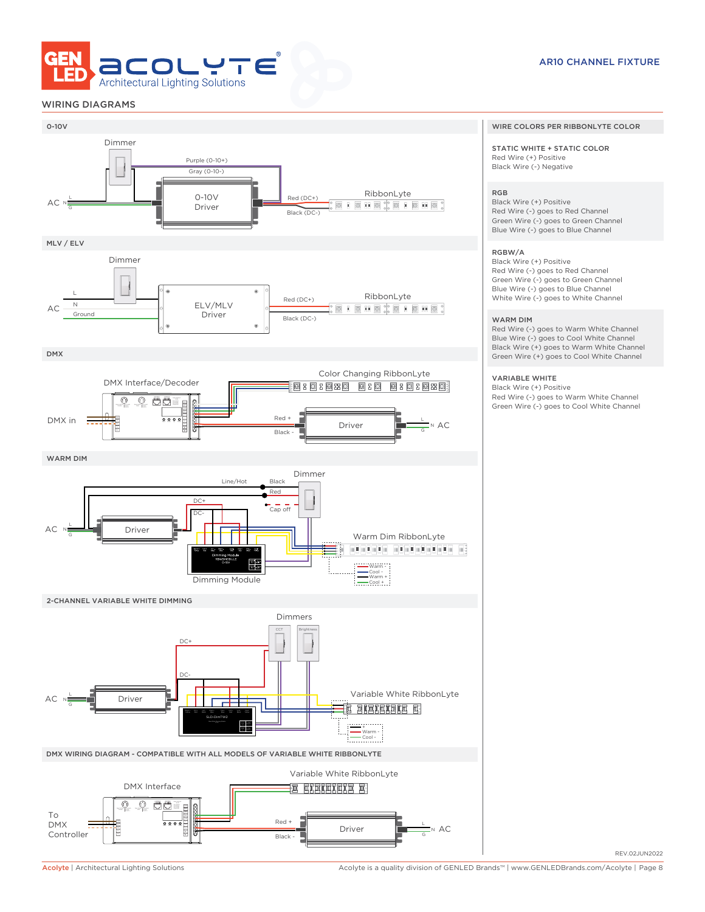AR10 CHANNEL FIXTURE

## WIRING DIAGRAMS

### 0-10V

Dimmer

Purple (0-10+)

Gray (0-10-)

AC L N G

0-10V Driver

Red (DC+)

Black (DC-)

RibbonLyte

### MLV / ELV

Dimmer

AC L N Ground

ELV/MLV Driver

Red (DC+)

Black (DC-)

RibbonLyte

### DMX

DMX Interface/Decoder

Color Changing RibbonLyte

DMX in

Red +

Black -

Driver

L N AC G

### WARM DIM

Dimmer

Line/Hot

Black

Red

Cap off

DC+

DC-

AC L N G

Driver

Warm Dim RibbonLyte

Dimming Module

Warm - Cool - Warm + Cool +

### 2-CHANNEL VARIABLE WHITE DIMMING

Dimmers

CCT

Brightness

DC+

DC-

AC L N G

Driver

Variable White RibbonLyte

Warm - Cool -

### DMX WIRING DIAGRAM - COMPATIBLE WITH ALL MODELS OF VARIABLE WHITE RIBBONLYTE

Variable White RibbonLyte

DMX Interface

To DMX Controller

Red +

Black -

Driver

L N AC G

## WIRE COLORS PER RIBBONLYTE COLOR

**STATIC WHITE + STATIC COLOR**
Red Wire (+) Positive
Black Wire (-) Negative

**RGB**
Black Wire (+) Positive
Red Wire (-) goes to Red Channel
Green Wire (-) goes to Green Channel
Blue Wire (-) goes to Blue Channel

**RGBW/A**
Black Wire (+) Positive
Red Wire (-) goes to Red Channel
Green Wire (-) goes to Green Channel
Blue Wire (-) goes to Blue Channel
White Wire (-) goes to White Channel

**WARM DIM**
Red Wire (-) goes to Warm White Channel
Blue Wire (-) goes to Cool White Channel
Black Wire (+) goes to Warm White Channel
Green Wire (+) goes to Cool White Channel

**VARIABLE WHITE**
Black Wire (+) Positive
Red Wire (-) goes to Warm White Channel
Green Wire (-) goes to Cool White Channel

REV.02JUN2022